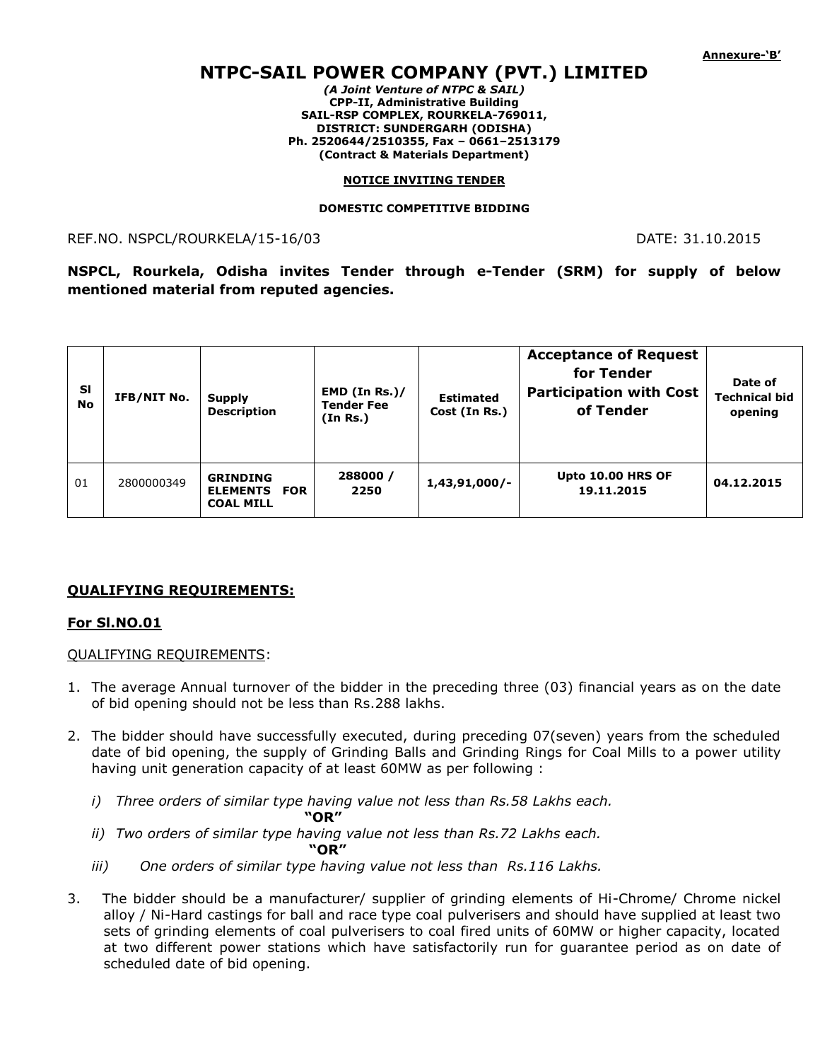Annexure-'B'

# NTPC-SAIL POWER COMPANY (PVT.) LIMITED

*(A Joint Venture of NTPC & SAIL)*
**CPP-II, Administrative Building**
**SAIL-RSP COMPLEX, ROURKELA-769011,**
**DISTRICT: SUNDERGARH (ODISHA)**
**Ph. 2520644/2510355, Fax – 0661–2513179**
**(Contract & Materials Department)**

**NOTICE INVITING TENDER**

**DOMESTIC COMPETITIVE BIDDING**

REF.NO. NSPCL/ROURKELA/15-16/03 DATE: 31.10.2015

**NSPCL, Rourkela, Odisha invites Tender through e-Tender (SRM) for supply of below mentioned material from reputed agencies.**

| Sl No | IFB/NIT No. | Supply Description | EMD (In Rs.)/ Tender Fee (In Rs.) | Estimated Cost (In Rs.) | Acceptance of Request for Tender Participation with Cost of Tender | Date of Technical bid opening |
|---|---|---|---|---|---|---|
| 01 | 2800000349 | **GRINDING ELEMENTS FOR COAL MILL** | **288000 / 2250** | **1,43,91,000/-** | **Upto 10.00 HRS OF 19.11.2015** | **04.12.2015** |

## QUALIFYING REQUIREMENTS:

### For Sl.NO.01

QUALIFYING REQUIREMENTS:

1. The average Annual turnover of the bidder in the preceding three (03) financial years as on the date of bid opening should not be less than Rs.288 lakhs.

2. The bidder should have successfully executed, during preceding 07(seven) years from the scheduled date of bid opening, the supply of Grinding Balls and Grinding Rings for Coal Mills to a power utility having unit generation capacity of at least 60MW as per following :

   i) *Three orders of similar type having value not less than Rs.58 Lakhs each.*
   **"OR"**
   ii) *Two orders of similar type having value not less than Rs.72 Lakhs each.*
   **"OR"**
   iii) *One orders of similar type having value not less than Rs.116 Lakhs.*

3. The bidder should be a manufacturer/ supplier of grinding elements of Hi-Chrome/ Chrome nickel alloy / Ni-Hard castings for ball and race type coal pulverisers and should have supplied at least two sets of grinding elements of coal pulverisers to coal fired units of 60MW or higher capacity, located at two different power stations which have satisfactorily run for guarantee period as on date of scheduled date of bid opening.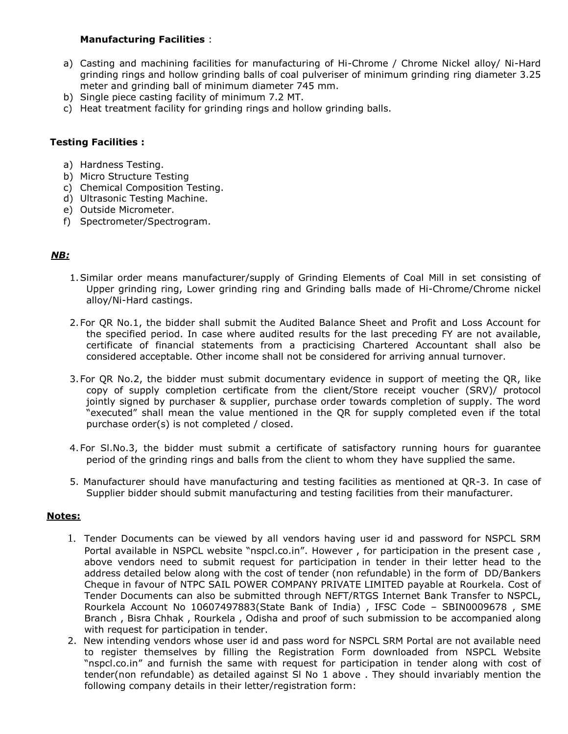**Manufacturing Facilities** :

a) Casting and machining facilities for manufacturing of Hi-Chrome / Chrome Nickel alloy/ Ni-Hard grinding rings and hollow grinding balls of coal pulveriser of minimum grinding ring diameter 3.25 meter and grinding ball of minimum diameter 745 mm.
b) Single piece casting facility of minimum 7.2 MT.
c) Heat treatment facility for grinding rings and hollow grinding balls.

**Testing Facilities :**

a) Hardness Testing.
b) Micro Structure Testing
c) Chemical Composition Testing.
d) Ultrasonic Testing Machine.
e) Outside Micrometer.
f) Spectrometer/Spectrogram.

***NB:***

1. Similar order means manufacturer/supply of Grinding Elements of Coal Mill in set consisting of Upper grinding ring, Lower grinding ring and Grinding balls made of Hi-Chrome/Chrome nickel alloy/Ni-Hard castings.

2. For QR No.1, the bidder shall submit the Audited Balance Sheet and Profit and Loss Account for the specified period. In case where audited results for the last preceding FY are not available, certificate of financial statements from a practicising Chartered Accountant shall also be considered acceptable. Other income shall not be considered for arriving annual turnover.

3. For QR No.2, the bidder must submit documentary evidence in support of meeting the QR, like copy of supply completion certificate from the client/Store receipt voucher (SRV)/ protocol jointly signed by purchaser & supplier, purchase order towards completion of supply. The word "executed" shall mean the value mentioned in the QR for supply completed even if the total purchase order(s) is not completed / closed.

4. For Sl.No.3, the bidder must submit a certificate of satisfactory running hours for guarantee period of the grinding rings and balls from the client to whom they have supplied the same.

5. Manufacturer should have manufacturing and testing facilities as mentioned at QR-3. In case of Supplier bidder should submit manufacturing and testing facilities from their manufacturer.

**Notes:**

1. Tender Documents can be viewed by all vendors having user id and password for NSPCL SRM Portal available in NSPCL website "nspcl.co.in". However , for participation in the present case , above vendors need to submit request for participation in tender in their letter head to the address detailed below along with the cost of tender (non refundable) in the form of DD/Bankers Cheque in favour of NTPC SAIL POWER COMPANY PRIVATE LIMITED payable at Rourkela. Cost of Tender Documents can also be submitted through NEFT/RTGS Internet Bank Transfer to NSPCL, Rourkela Account No 10607497883(State Bank of India) , IFSC Code – SBIN0009678 , SME Branch , Bisra Chhak , Rourkela , Odisha and proof of such submission to be accompanied along with request for participation in tender.
2. New intending vendors whose user id and pass word for NSPCL SRM Portal are not available need to register themselves by filling the Registration Form downloaded from NSPCL Website "nspcl.co.in" and furnish the same with request for participation in tender along with cost of tender(non refundable) as detailed against Sl No 1 above . They should invariably mention the following company details in their letter/registration form: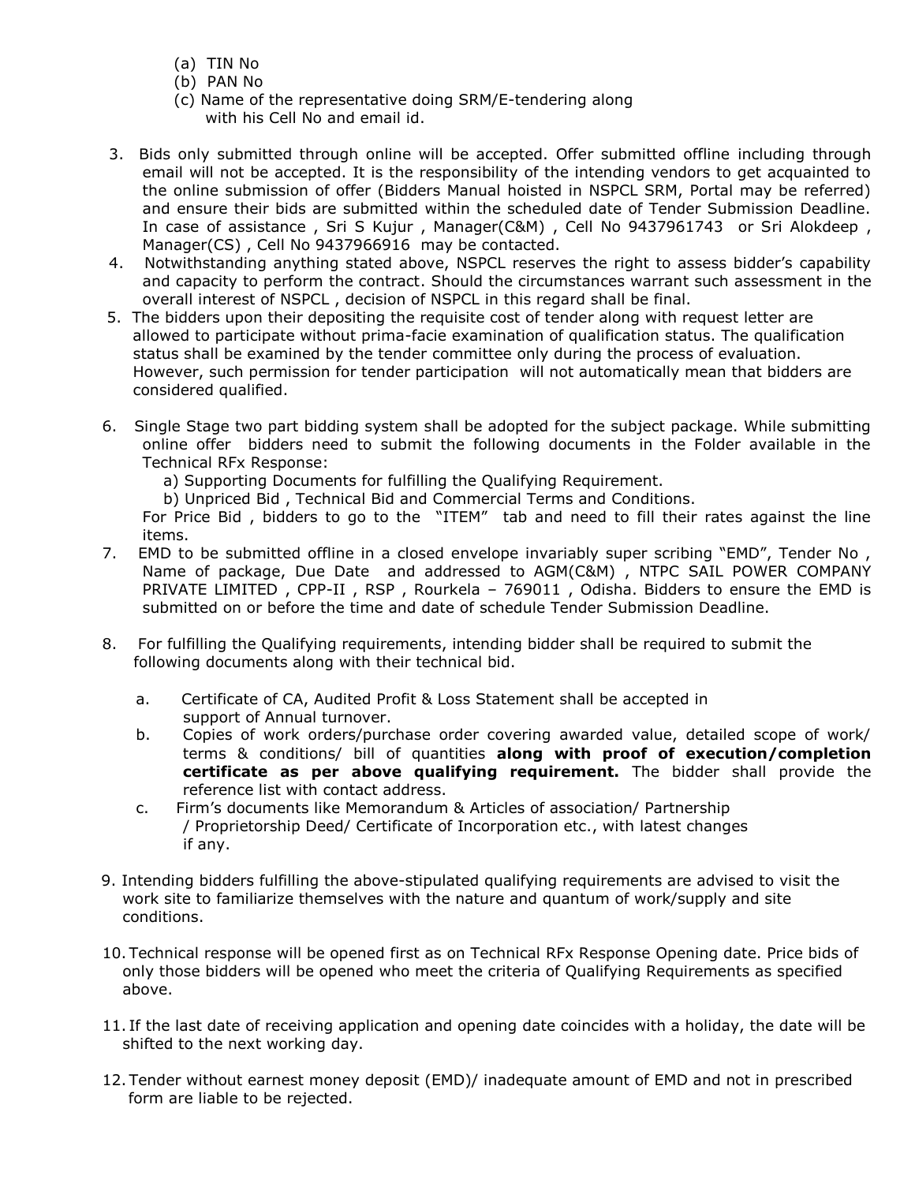(a) TIN No
(b) PAN No
(c) Name of the representative doing SRM/E-tendering along with his Cell No and email id.

3. Bids only submitted through online will be accepted. Offer submitted offline including through email will not be accepted. It is the responsibility of the intending vendors to get acquainted to the online submission of offer (Bidders Manual hoisted in NSPCL SRM, Portal may be referred) and ensure their bids are submitted within the scheduled date of Tender Submission Deadline. In case of assistance , Sri S Kujur , Manager(C&M) , Cell No 9437961743 or Sri Alokdeep , Manager(CS) , Cell No 9437966916 may be contacted.
4. Notwithstanding anything stated above, NSPCL reserves the right to assess bidder's capability and capacity to perform the contract. Should the circumstances warrant such assessment in the overall interest of NSPCL , decision of NSPCL in this regard shall be final.
5. The bidders upon their depositing the requisite cost of tender along with request letter are allowed to participate without prima-facie examination of qualification status. The qualification status shall be examined by the tender committee only during the process of evaluation. However, such permission for tender participation will not automatically mean that bidders are considered qualified.
6. Single Stage two part bidding system shall be adopted for the subject package. While submitting online offer bidders need to submit the following documents in the Folder available in the Technical RFx Response:
   a) Supporting Documents for fulfilling the Qualifying Requirement.
   b) Unpriced Bid , Technical Bid and Commercial Terms and Conditions.

   For Price Bid , bidders to go to the "ITEM" tab and need to fill their rates against the line items.
7. EMD to be submitted offline in a closed envelope invariably super scribing "EMD", Tender No , Name of package, Due Date and addressed to AGM(C&M) , NTPC SAIL POWER COMPANY PRIVATE LIMITED , CPP-II , RSP , Rourkela – 769011 , Odisha. Bidders to ensure the EMD is submitted on or before the time and date of schedule Tender Submission Deadline.
8. For fulfilling the Qualifying requirements, intending bidder shall be required to submit the following documents along with their technical bid.
   a. Certificate of CA, Audited Profit & Loss Statement shall be accepted in support of Annual turnover.
   b. Copies of work orders/purchase order covering awarded value, detailed scope of work/ terms & conditions/ bill of quantities **along with proof of execution/completion certificate as per above qualifying requirement.** The bidder shall provide the reference list with contact address.
   c. Firm's documents like Memorandum & Articles of association/ Partnership / Proprietorship Deed/ Certificate of Incorporation etc., with latest changes if any.
9. Intending bidders fulfilling the above-stipulated qualifying requirements are advised to visit the work site to familiarize themselves with the nature and quantum of work/supply and site conditions.
10. Technical response will be opened first as on Technical RFx Response Opening date. Price bids of only those bidders will be opened who meet the criteria of Qualifying Requirements as specified above.
11. If the last date of receiving application and opening date coincides with a holiday, the date will be shifted to the next working day.
12. Tender without earnest money deposit (EMD)/ inadequate amount of EMD and not in prescribed form are liable to be rejected.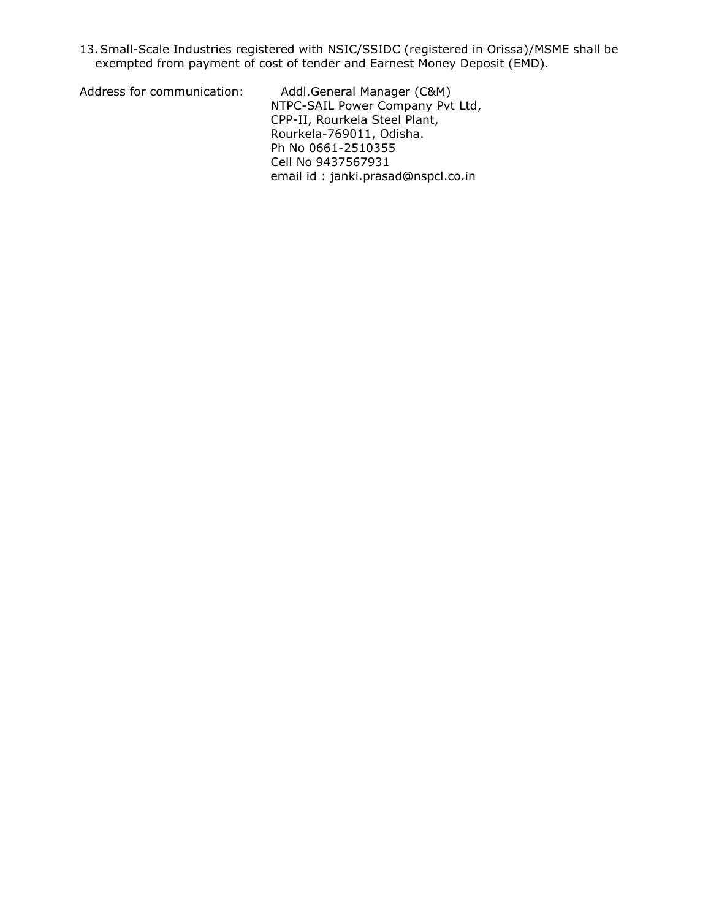13. Small-Scale Industries registered with NSIC/SSIDC (registered in Orissa)/MSME shall be exempted from payment of cost of tender and Earnest Money Deposit (EMD).

Address for communication:

Addl.General Manager (C&M)
NTPC-SAIL Power Company Pvt Ltd,
CPP-II, Rourkela Steel Plant,
Rourkela-769011, Odisha.
Ph No 0661-2510355
Cell No 9437567931
email id : janki.prasad@nspcl.co.in